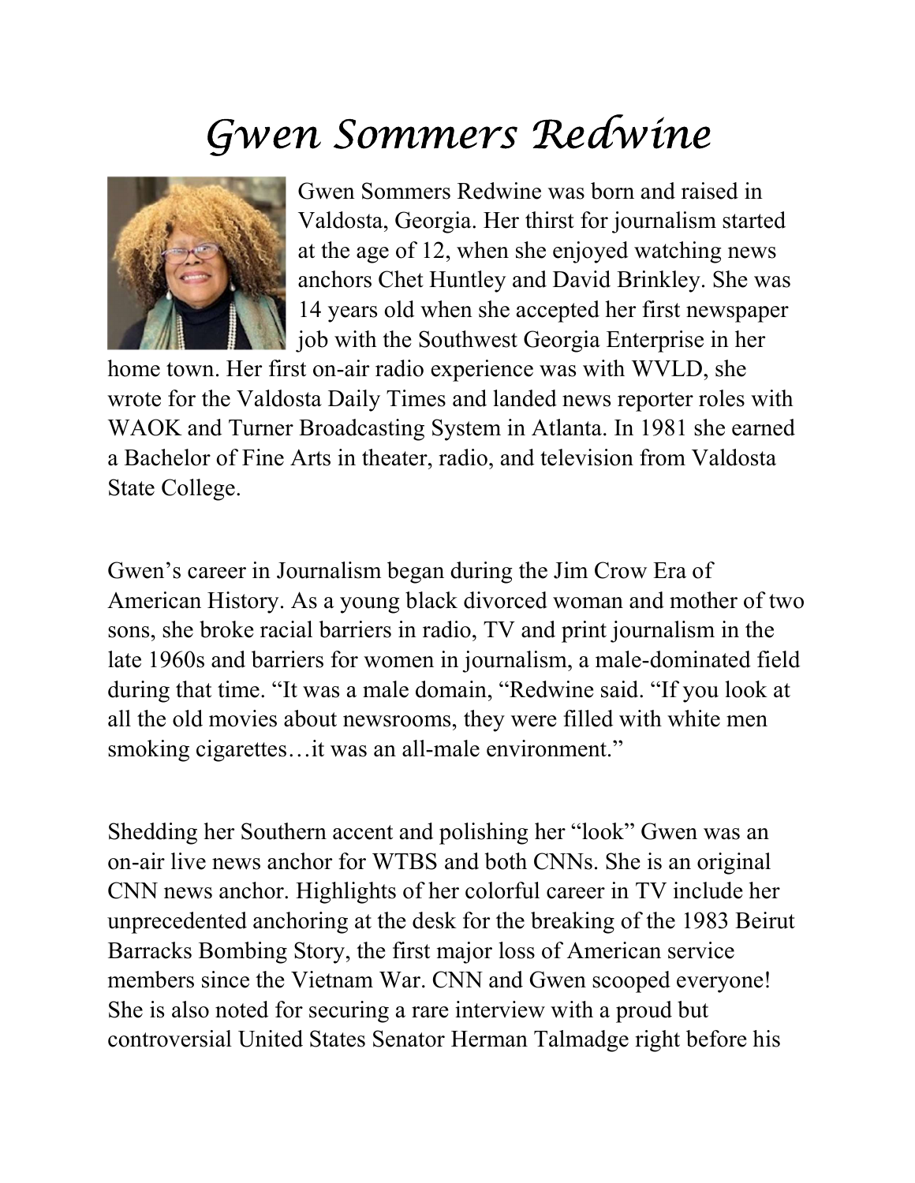# Gwen Sommers Redwine

Gwen Sommers Redwine was born and raised in Valdosta, Georgia. Her thirst for journalism started at the age of 12, when she enjoyed watching news anchors Chet Huntley and David Brinkley. She was 14 years old when she accepted her first newspaper job with the Southwest Georgia Enterprise in her home town. Her first on-air radio experience was with WVLD, she wrote for the Valdosta Daily Times and landed news reporter roles with WAOK and Turner Broadcasting System in Atlanta. In 1981 she earned a Bachelor of Fine Arts in theater, radio, and television from Valdosta State College.

Gwen's career in Journalism began during the Jim Crow Era of American History. As a young black divorced woman and mother of two sons, she broke racial barriers in radio, TV and print journalism in the late 1960s and barriers for women in journalism, a male-dominated field during that time. "It was a male domain, "Redwine said. "If you look at all the old movies about newsrooms, they were filled with white men smoking cigarettes…it was an all-male environment."

Shedding her Southern accent and polishing her "look" Gwen was an on-air live news anchor for WTBS and both CNNs. She is an original CNN news anchor. Highlights of her colorful career in TV include her unprecedented anchoring at the desk for the breaking of the 1983 Beirut Barracks Bombing Story, the first major loss of American service members since the Vietnam War. CNN and Gwen scooped everyone! She is also noted for securing a rare interview with a proud but controversial United States Senator Herman Talmadge right before his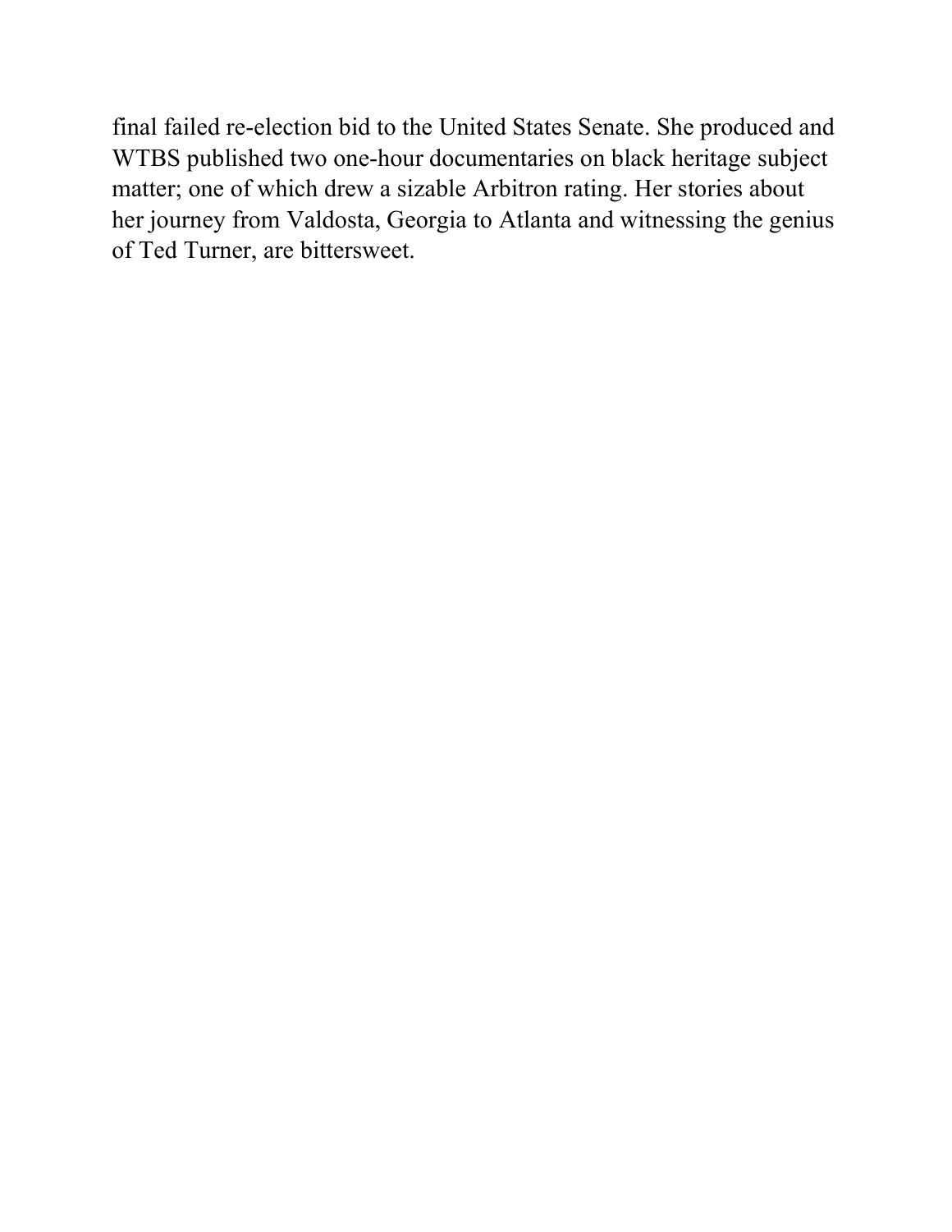final failed re-election bid to the United States Senate. She produced and WTBS published two one-hour documentaries on black heritage subject matter; one of which drew a sizable Arbitron rating. Her stories about her journey from Valdosta, Georgia to Atlanta and witnessing the genius of Ted Turner, are bittersweet.